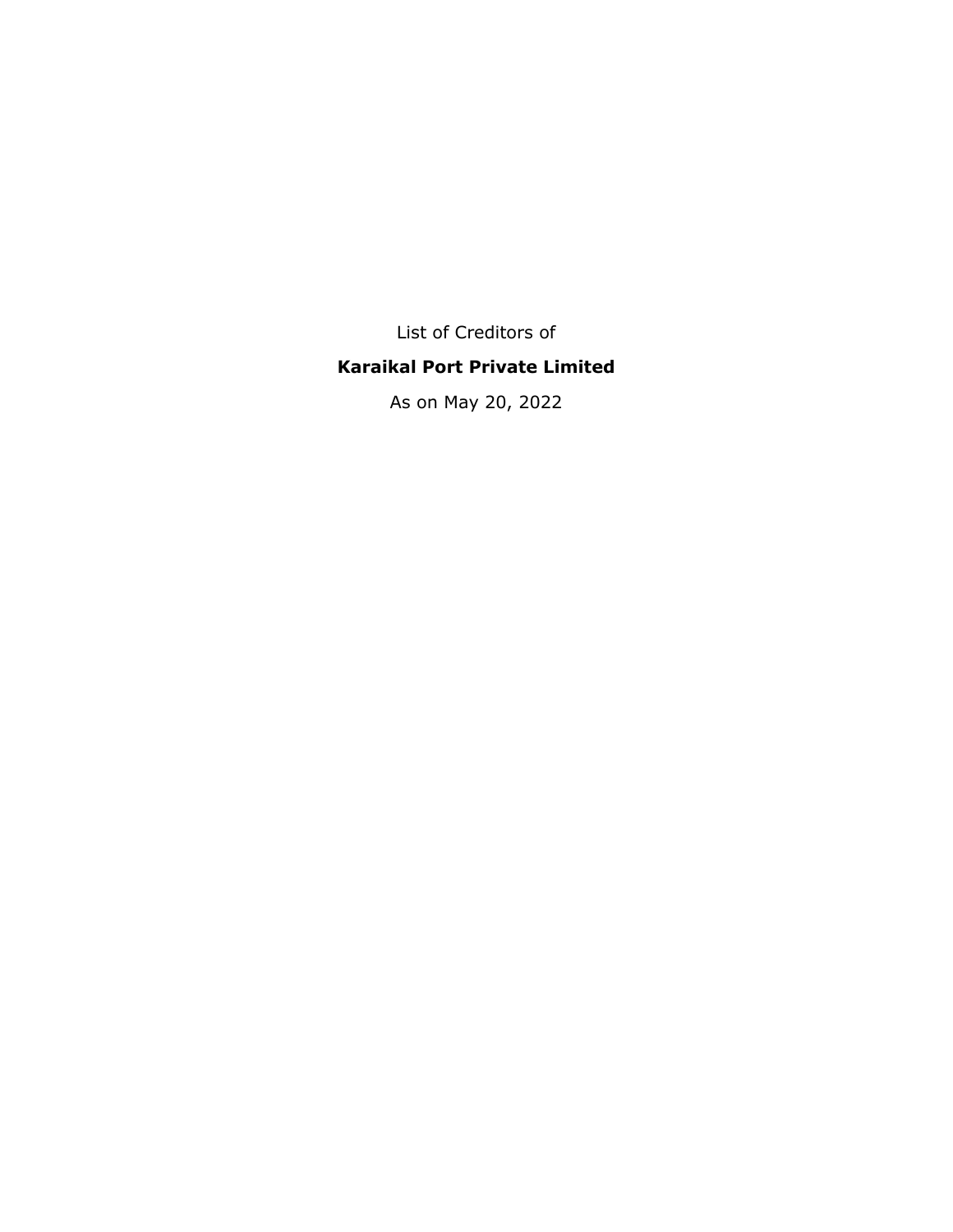List of Creditors of

**Karaikal Port Private Limited**

As on May 20, 2022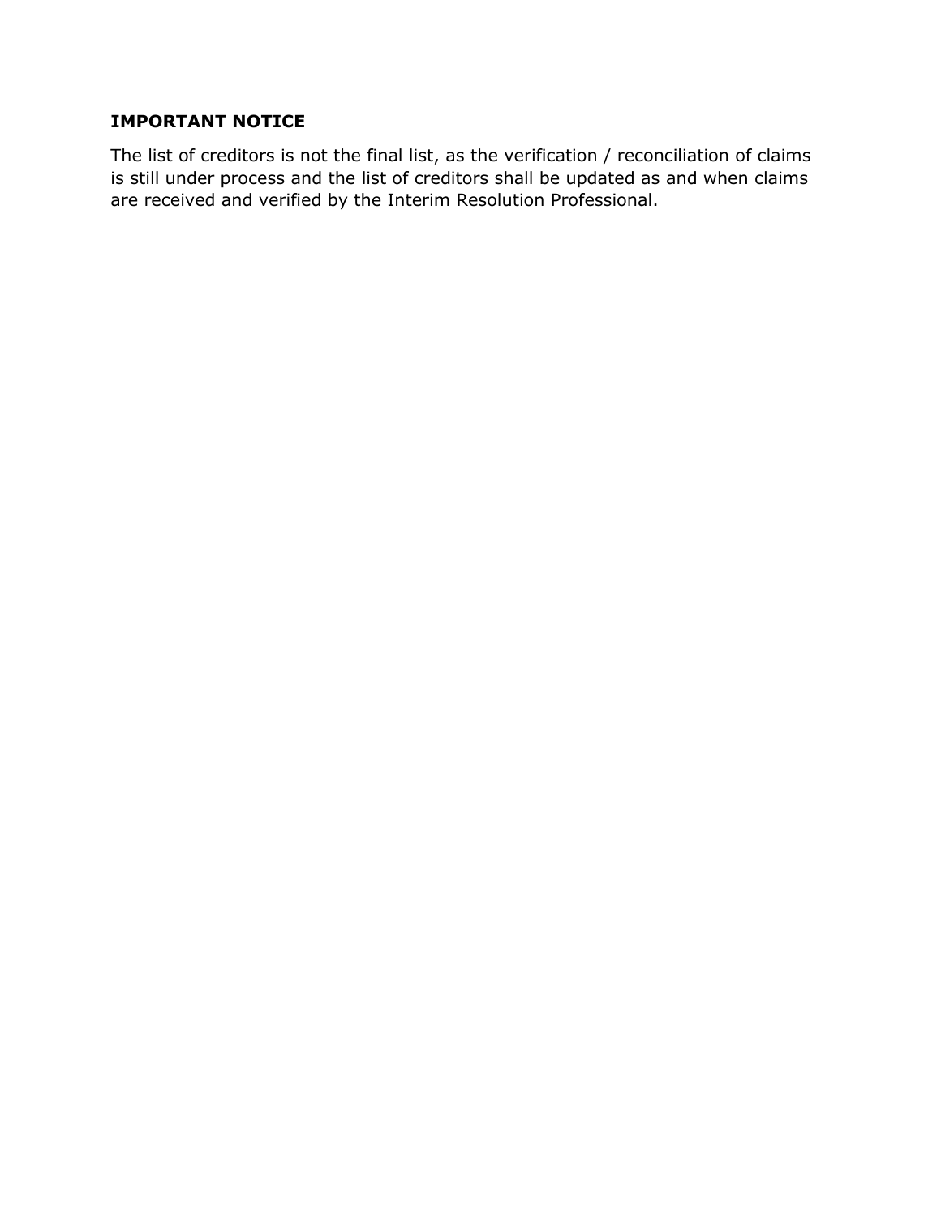**IMPORTANT NOTICE**

The list of creditors is not the final list, as the verification / reconciliation of claims is still under process and the list of creditors shall be updated as and when claims are received and verified by the Interim Resolution Professional.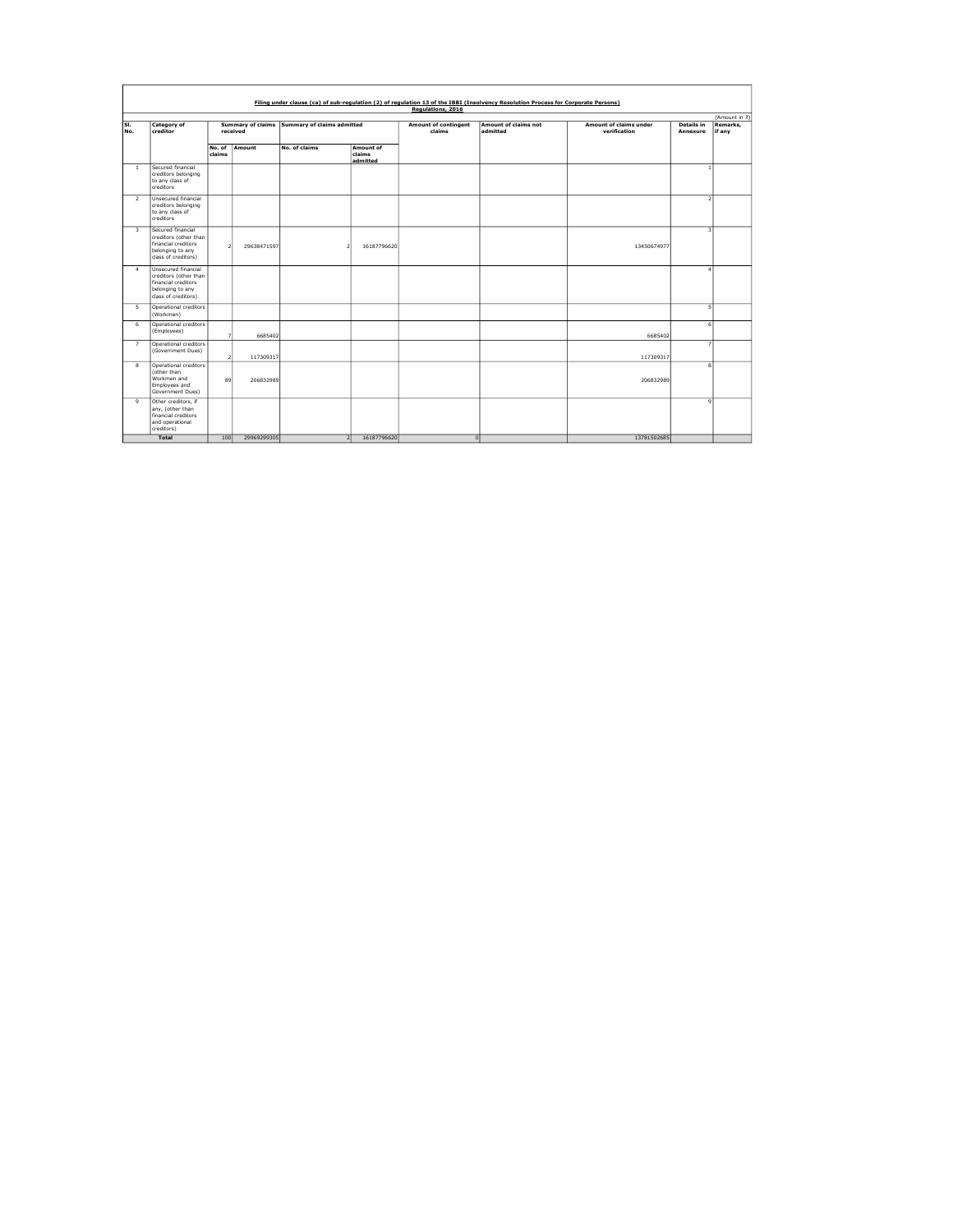**Filing under clause (ca) of sub-regulation (2) of regulation 13 of the IBBI (Insolvency Resolution Process for Corporate Persons) Regulations, 2016**

(Amount in ₹)

| Sl. No. | Category of creditor | Summary of claims received | | Summary of claims admitted | | Amount of contingent claims | Amount of claims not admitted | Amount of claims under verification | Details in Annexure | Remarks, if any |
|---|---|---|---|---|---|---|---|---|---|---|
| | | No. of claims | Amount | No. of claims | Amount of claims admitted | | | | | |
| 1 | Secured financial creditors belonging to any class of creditors | | | | | | | | 1 | |
| 2 | Unsecured financial creditors belonging to any class of creditors | | | | | | | | 2 | |
| 3 | Secured financial creditors (other than financial creditors belonging to any class of creditors) | 2 | 29638471597 | 2 | 16187796620 | | | 13450674977 | 3 | |
| 4 | Unsecured financial creditors (other than financial creditors belonging to any class of creditors) | | | | | | | | 4 | |
| 5 | Operational creditors (Workmen) | | | | | | | | 5 | |
| 6 | Operational creditors (Employees) | 7 | 6685402 | | | | | 6685402 | 6 | |
| 7 | Operational creditors (Government Dues) | 2 | 117309317 | | | | | 117309317 | 7 | |
| 8 | Operational creditors (other than Workmen and Employees and Government Dues) | 89 | 206832989 | | | | | 206832989 | 8 | |
| 9 | Other creditors, if any, (other than financial creditors and operational creditors) | | | | | | | | 9 | |
| | **Total** | 100 | 29969299305 | 2 | 16187796620 | 0 | | 13781502685 | | |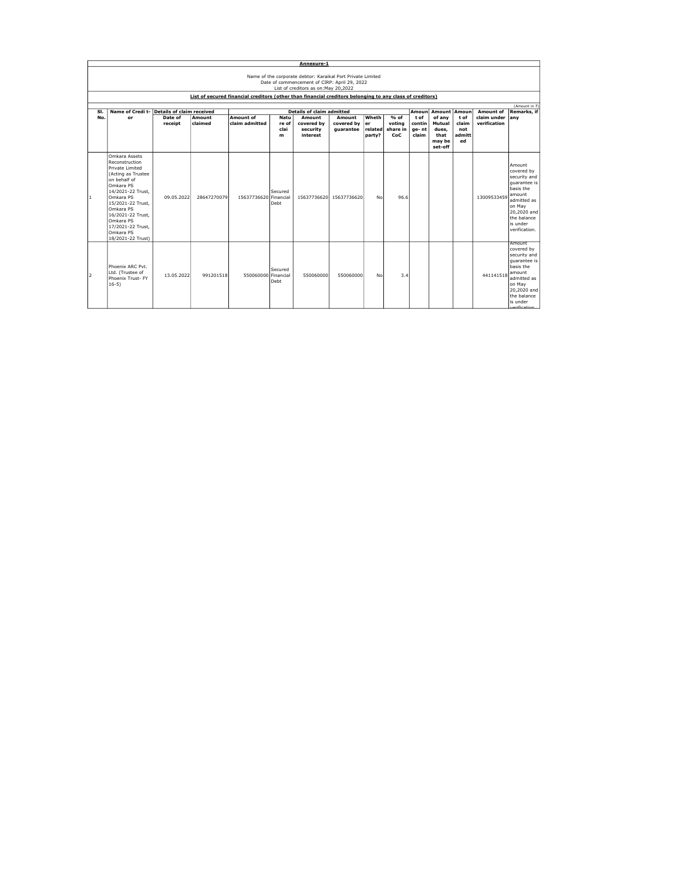**Annexure-1**

Name of the corporate debtor: Karaikal Port Private Limited
Date of commencement of CIRP: April 29, 2022
List of creditors as on:May 20,2022

**List of secured financial creditors (other than financial creditors belonging to any class of creditors)**

(Amount in ₹)

| Sl. No. | Name of Credit- or | Details of claim received | | Details of claim admitted | | | | | | Amount of contingent claim | Amount of any Mutual dues, that may be set-off | Amount of claim not admitted | Amount of claim under verification | Remarks, if any |
|---|---|---|---|---|---|---|---|---|---|---|---|---|---|---|
| | | Date of receipt | Amount claimed | Amount of claim admitted | Nature of claim | Amount covered by security interest | Amount covered by guarantee | Whether related party? | % of voting share in CoC | | | | | |
| 1 | Omkara Assets Reconstruction Private Limited (Acting as Trustee on behalf of Omkara PS 14/2021-22 Trust, Omkara PS 15/2021-22 Trust, Omkara PS 16/2021-22 Trust, Omkara PS 17/2021-22 Trust, Omkara PS 18/2021-22 Trust) | 09.05.2022 | 28647270079 | 15637736620 | Secured Financial Debt | 15637736620 | 15637736620 | No | 96.6 | | | | 13009533459 | Amount covered by security and guarantee is basis the amount admitted as on May 20,2020 and the balance is under verification. |
| 2 | Phoenix ARC Pvt. Ltd. (Trustee of Phoenix Trust- FY 16-5) | 13.05.2022 | 991201518 | 550060000 | Secured Financial Debt | 550060000 | 550060000 | No | 3.4 | | | | 441141518 | Amount covered by security and guarantee is basis the amount admitted as on May 20,2020 and the balance is under verification. |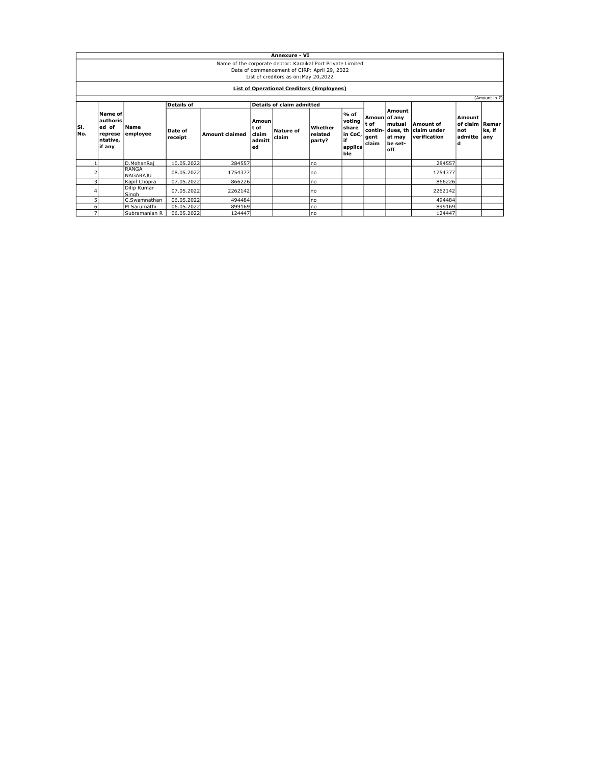**Annexure - VI**

Name of the corporate debtor: Karaikal Port Private Limited
Date of commencement of CIRP: April 29, 2022
List of creditors as on:May 20,2022

**List of Operational Creditors (Employees)**

(Amount in ₹)

| Sl. No. | Name of authorised of representative, if any | Name employee | Details of | | Details of claim admitted | | | | | | | | | |
|---|---|---|---|---|---|---|---|---|---|---|---|---|---|
| | | | Date of receipt | Amount claimed | Amount of claim admitted | Nature of claim | Whether related party? | % of voting share in CoC, if applicable | Amount of contin-gent claim | Amount of any mutual dues, that may be set-off | Amount of claim under verification | Amount of claim not admitted | Remarks, if any |
| 1 | | D.MohanRaj | 10.05.2022 | 284557 | | | no | | | | 284557 | | |
| 2 | | RANGA NAGARAJU | 08.05.2022 | 1754377 | | | no | | | | 1754377 | | |
| 3 | | Kapil Chopra | 07.05.2022 | 866226 | | | no | | | | 866226 | | |
| 4 | | Dilip Kumar Singh | 07.05.2022 | 2262142 | | | no | | | | 2262142 | | |
| 5 | | C.Swamnathan | 06.05.2022 | 494484 | | | no | | | | 494484 | | |
| 6 | | M Sarumathi | 06.05.2022 | 899169 | | | no | | | | 899169 | | |
| 7 | | Subramanian R | 06.05.2022 | 124447 | | | no | | | | 124447 | | |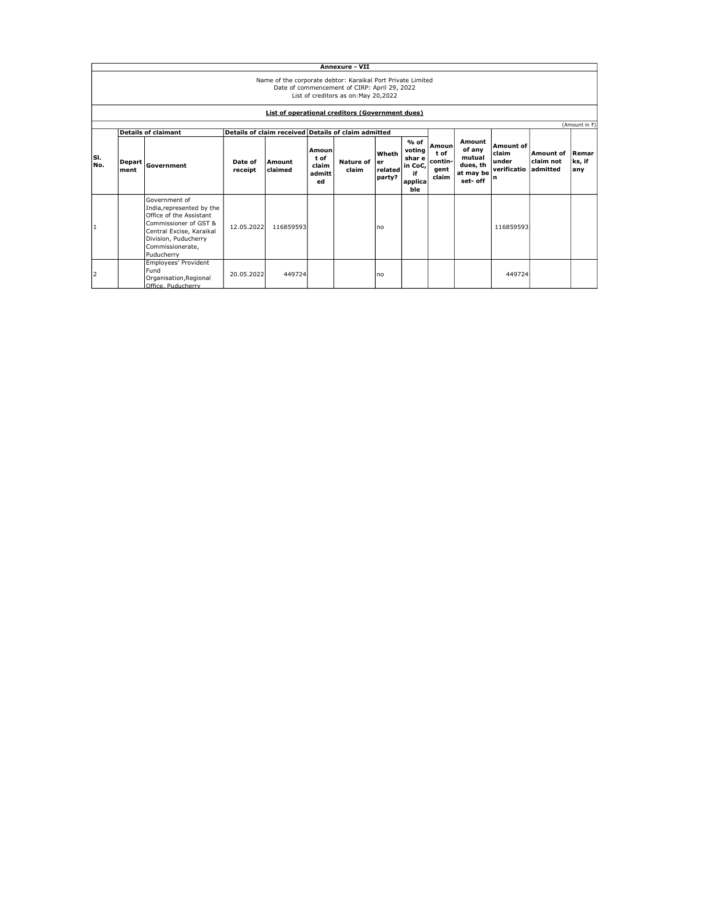**Annexure - VII**

Name of the corporate debtor: Karaikal Port Private Limited
Date of commencement of CIRP: April 29, 2022
List of creditors as on:May 20,2022

**List of operational creditors (Government dues)**

(Amount in ₹)

| Sl. No. | Details of claimant | | Details of claim received | | Details of claim admitted | | | | | | Amount of claim under verification | Amount of claim not admitted | Remarks, if any |
|---|---|---|---|---|---|---|---|---|---|---|---|---|---|
| | Department | Government | Date of receipt | Amount claimed | Amount of claim admitted | Nature of claim | Whether related party? | % of voting share in CoC, if applicable | Amount of contingent claim | Amount of any mutual dues, that may be set- off | | | |
| 1 | | Government of India,represented by the Office of the Assistant Commissioner of GST & Central Excise, Karaikal Division, Puducherry Commissionerate, Puducherry | 12.05.2022 | 116859593 | | | no | | | | 116859593 | | |
| 2 | | Employees' Provident Fund Organisation,Regional Office, Puducherry | 20.05.2022 | 449724 | | | no | | | | 449724 | | |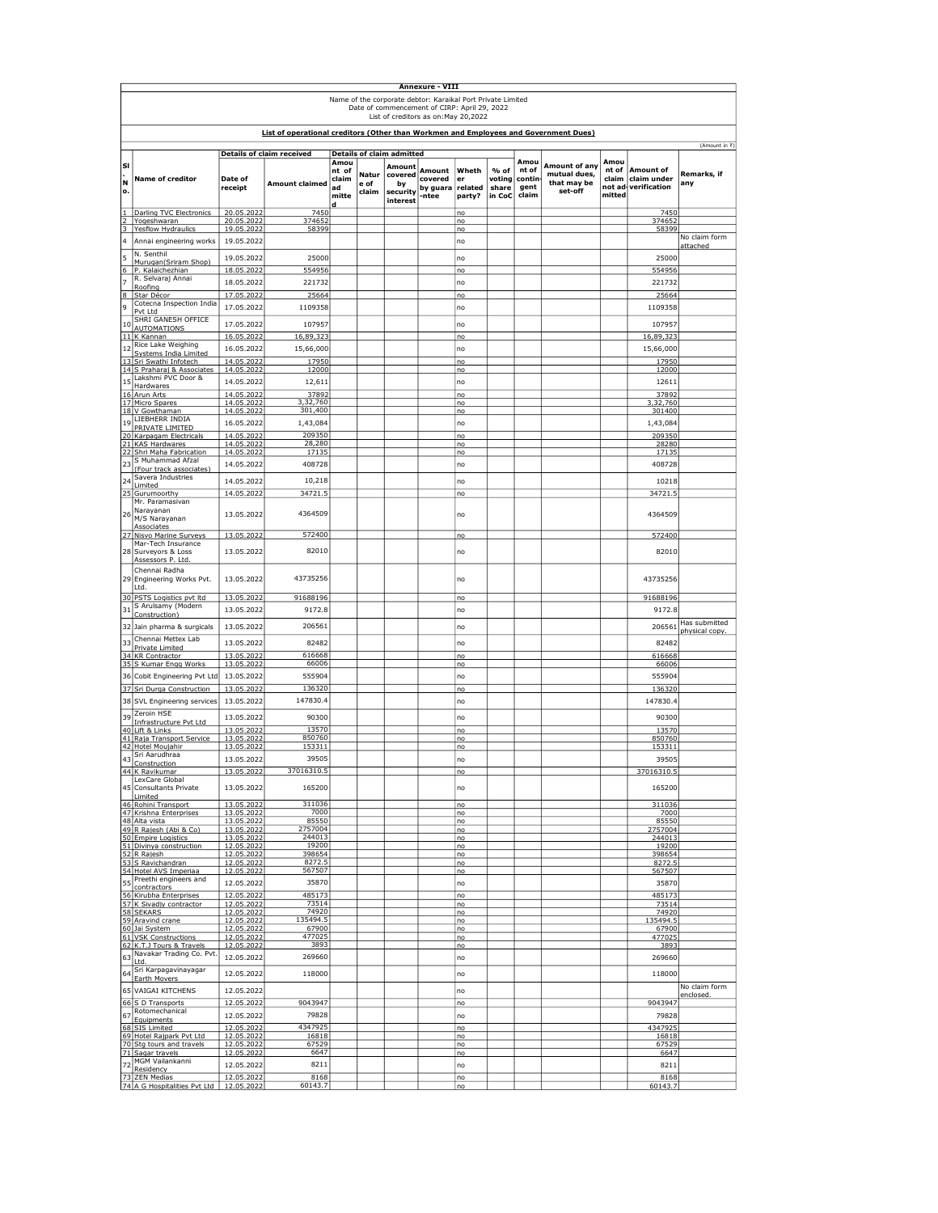**Annexure - VIII**

Name of the corporate debtor: Karaikal Port Private Limited
Date of commencement of CIRP: April 29, 2022
List of creditors as on:May 20,2022

**List of operational creditors (Other than Workmen and Employees and Government Dues)**

(Amount in ₹)

| Sl. No. | Name of creditor | Details of claim received | | Details of claim admitted | | | | | | | | | | | Remarks, if any |
|---|---|---|---|---|---|---|---|---|---|---|---|---|---|---|---|
| | | Date of receipt | Amount claimed | Amount of claim admitted | Nature of claim | Amount covered by security interest | Amount covered by guarantee | Whether related party? | % of voting share in CoC | Amount of contingent claim | Amount of any mutual dues, that may be set-off | Amount of claim not admitted | Amount of claim under verification | |
| 1 | Darling TVC Electronics | 20.05.2022 | 7450 | | | | | no | | | | | 7450 | |
| 2 | Yogeshwaran | 20.05.2022 | 374652 | | | | | no | | | | | 374652 | |
| 3 | Yesflow Hydraulics | 19.05.2022 | 58399 | | | | | no | | | | | 58399 | |
| 4 | Annai engineering works | 19.05.2022 | | | | | | no | | | | | | No claim form attached |
| 5 | N. Senthil Murugan(Sriram Shop) | 19.05.2022 | 25000 | | | | | no | | | | | 25000 | |
| 6 | P. Kalaichezhian | 18.05.2022 | 554956 | | | | | no | | | | | 554956 | |
| 7 | R. Selvaraj Annai Roofing | 18.05.2022 | 221732 | | | | | no | | | | | 221732 | |
| 8 | Star Décor | 17.05.2022 | 25664 | | | | | no | | | | | 25664 | |
| 9 | Cotecna Inspection India Pvt Ltd | 17.05.2022 | 1109358 | | | | | no | | | | | 1109358 | |
| 10 | SHRI GANESH OFFICE AUTOMATIONS | 17.05.2022 | 107957 | | | | | no | | | | | 107957 | |
| 11 | K Kannan | 16.05.2022 | 16,89,323 | | | | | no | | | | | 16,89,323 | |
| 12 | Rice Lake Weighing Systems India Limited | 16.05.2022 | 15,66,000 | | | | | no | | | | | 15,66,000 | |
| 13 | Sri Swathi Infotech | 14.05.2022 | 17950 | | | | | no | | | | | 17950 | |
| 14 | S Praharaj & Associates | 14.05.2022 | 12000 | | | | | no | | | | | 12000 | |
| 15 | Lakshmi PVC Door & Hardwares | 14.05.2022 | 12,611 | | | | | no | | | | | 12611 | |
| 16 | Arun Arts | 14.05.2022 | 37892 | | | | | no | | | | | 37892 | |
| 17 | Micro Spares | 14.05.2022 | 3,32,760 | | | | | no | | | | | 3,32,760 | |
| 18 | V Gowthaman | 14.05.2022 | 301,400 | | | | | no | | | | | 301400 | |
| 19 | LIEBHERR INDIA PRIVATE LIMITED | 16.05.2022 | 1,43,084 | | | | | no | | | | | 1,43,084 | |
| 20 | Karpagam Electricals | 14.05.2022 | 209350 | | | | | no | | | | | 209350 | |
| 21 | KAS Hardwares | 14.05.2022 | 28,280 | | | | | no | | | | | 28280 | |
| 22 | Shri Maha Fabrication | 14.05.2022 | 17135 | | | | | no | | | | | 17135 | |
| 23 | S Muhammad Afzal (Four track associates) | 14.05.2022 | 408728 | | | | | no | | | | | 408728 | |
| 24 | Savera Industries Limited | 14.05.2022 | 10,218 | | | | | no | | | | | 10218 | |
| 25 | Gurumoorthy | 14.05.2022 | 34721.5 | | | | | no | | | | | 34721.5 | |
| 26 | Mr. Paramasivan Narayanan M/S Narayanan Associates | 13.05.2022 | 4364509 | | | | | no | | | | | 4364509 | |
| 27 | Nisvo Marine Surveys | 13.05.2022 | 572400 | | | | | no | | | | | 572400 | |
| 28 | Mar-Tech Insurance Surveyors & Loss Assessors P. Ltd. | 13.05.2022 | 82010 | | | | | no | | | | | 82010 | |
| 29 | Chennai Radha Engineering Works Pvt. Ltd. | 13.05.2022 | 43735256 | | | | | no | | | | | 43735256 | |
| 30 | PSTS Logistics pvt ltd | 13.05.2022 | 91688196 | | | | | no | | | | | 91688196 | |
| 31 | S Arulsamy (Modern Construction) | 13.05.2022 | 9172.8 | | | | | no | | | | | 9172.8 | |
| 32 | Jain pharma & surgicals | 13.05.2022 | 206561 | | | | | no | | | | | 206561 | Has submitted physical copy. |
| 33 | Chennai Mettex Lab Private Limited | 13.05.2022 | 82482 | | | | | no | | | | | 82482 | |
| 34 | KR Contractor | 13.05.2022 | 616668 | | | | | no | | | | | 616668 | |
| 35 | S Kumar Engg Works | 13.05.2022 | 66006 | | | | | no | | | | | 66006 | |
| 36 | Cobit Engineering Pvt Ltd | 13.05.2022 | 555904 | | | | | no | | | | | 555904 | |
| 37 | Sri Durga Construction | 13.05.2022 | 136320 | | | | | no | | | | | 136320 | |
| 38 | SVL Engineering services | 13.05.2022 | 147830.4 | | | | | no | | | | | 147830.4 | |
| 39 | Zeroin HSE Infrastructure Pvt Ltd | 13.05.2022 | 90300 | | | | | no | | | | | 90300 | |
| 40 | Lift & Links | 13.05.2022 | 13570 | | | | | no | | | | | 13570 | |
| 41 | Raja Transport Service | 13.05.2022 | 850760 | | | | | no | | | | | 850760 | |
| 42 | Hotel Moujahir | 13.05.2022 | 153311 | | | | | no | | | | | 153311 | |
| 43 | Sri Aarudhraa Construction | 13.05.2022 | 39505 | | | | | no | | | | | 39505 | |
| 44 | K Ravikumar | 13.05.2022 | 37016310.5 | | | | | no | | | | | 37016310.5 | |
| 45 | LexCare Global Consultants Private Limited | 13.05.2022 | 165200 | | | | | no | | | | | 165200 | |
| 46 | Rohini Transport | 13.05.2022 | 311036 | | | | | no | | | | | 311036 | |
| 47 | Krishna Enterprises | 13.05.2022 | 7000 | | | | | no | | | | | 7000 | |
| 48 | Alta vista | 13.05.2022 | 85550 | | | | | no | | | | | 85550 | |
| 49 | R Rajesh (Abi & Co) | 13.05.2022 | 2757004 | | | | | no | | | | | 2757004 | |
| 50 | Empire Logistics | 13.05.2022 | 244013 | | | | | no | | | | | 244013 | |
| 51 | Divinya construction | 12.05.2022 | 19200 | | | | | no | | | | | 19200 | |
| 52 | R Rajesh | 12.05.2022 | 398654 | | | | | no | | | | | 398654 | |
| 53 | S Ravichandran | 12.05.2022 | 8272.5 | | | | | no | | | | | 8272.5 | |
| 54 | Hotel AVS Imperiaa | 12.05.2022 | 567507 | | | | | no | | | | | 567507 | |
| 55 | Preethi engineers and contractors | 12.05.2022 | 35870 | | | | | no | | | | | 35870 | |
| 56 | Kirubha Enterprises | 12.05.2022 | 485173 | | | | | no | | | | | 485173 | |
| 57 | K Sivadjy contractor | 12.05.2022 | 73514 | | | | | no | | | | | 73514 | |
| 58 | SEKARS | 12.05.2022 | 74920 | | | | | no | | | | | 74920 | |
| 59 | Aravind crane | 12.05.2022 | 135494.5 | | | | | no | | | | | 135494.5 | |
| 60 | Jai System | 12.05.2022 | 67900 | | | | | no | | | | | 67900 | |
| 61 | VSK Constructions | 12.05.2022 | 477025 | | | | | no | | | | | 477025 | |
| 62 | K.T.J Tours & Travels | 12.05.2022 | 3893 | | | | | no | | | | | 3893 | |
| 63 | Navakar Trading Co. Pvt. Ltd. | 12.05.2022 | 269660 | | | | | no | | | | | 269660 | |
| 64 | Sri Karpagavinayagar Earth Movers | 12.05.2022 | 118000 | | | | | no | | | | | 118000 | |
| 65 | VAIGAI KITCHENS | 12.05.2022 | | | | | | no | | | | | | No claim form enclosed. |
| 66 | S D Transports | 12.05.2022 | 9043947 | | | | | no | | | | | 9043947 | |
| 67 | Rotomechanical Equipments | 12.05.2022 | 79828 | | | | | no | | | | | 79828 | |
| 68 | SIS Limited | 12.05.2022 | 4347925 | | | | | no | | | | | 4347925 | |
| 69 | Hotel Rajpark Pvt Ltd | 12.05.2022 | 16818 | | | | | no | | | | | 16818 | |
| 70 | Stg tours and travels | 12.05.2022 | 67529 | | | | | no | | | | | 67529 | |
| 71 | Sagar travels | 12.05.2022 | 6647 | | | | | no | | | | | 6647 | |
| 72 | MGM Vailankanni Residency | 12.05.2022 | 8211 | | | | | no | | | | | 8211 | |
| 73 | ZEN Medias | 12.05.2022 | 8168 | | | | | no | | | | | 8168 | |
| 74 | A G Hospitalities Pvt Ltd | 12.05.2022 | 60143.7 | | | | | no | | | | | 60143.7 | |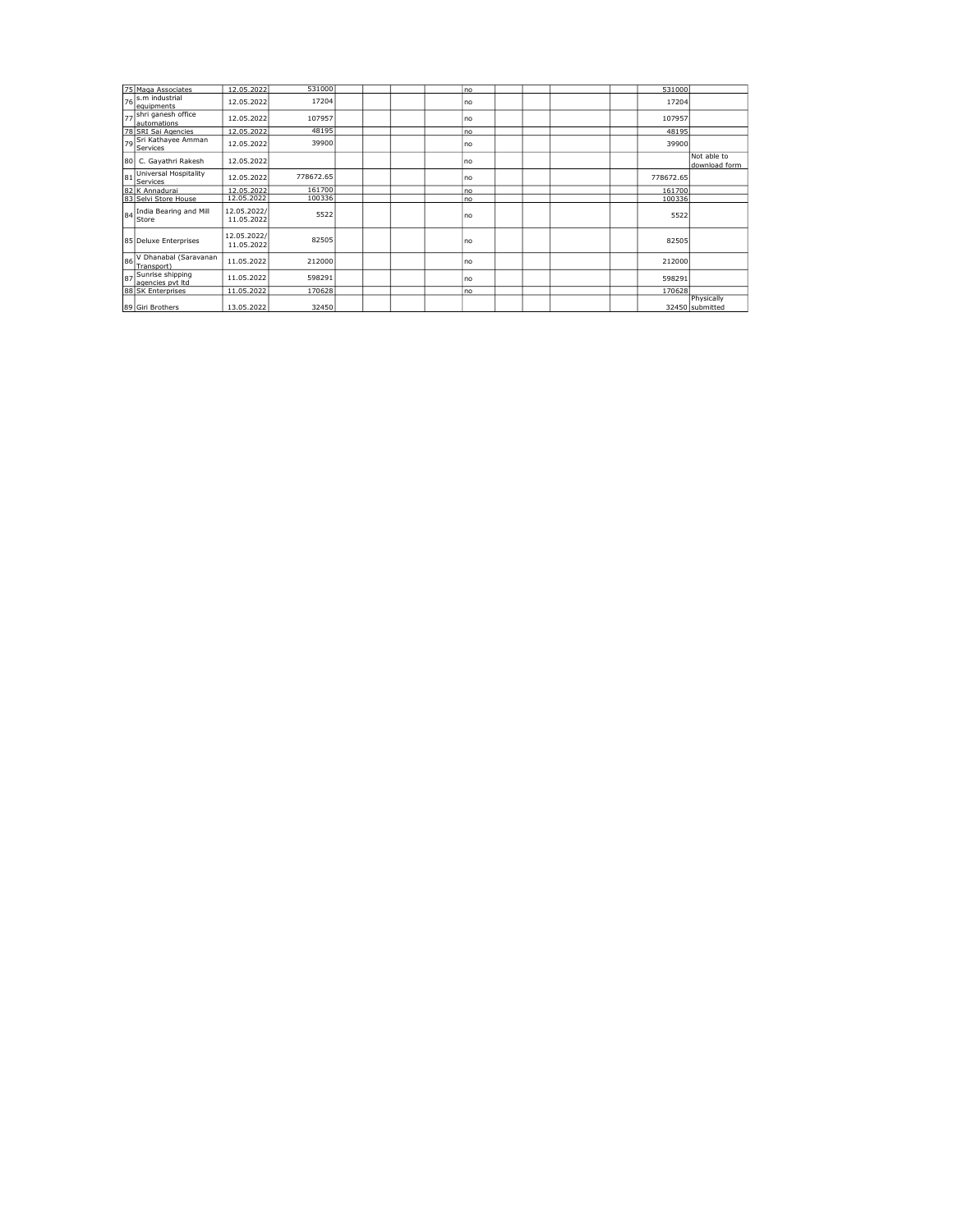| | | | | | | | | | | | | | | |
|---|---|---|---|---|---|---|---|---|---|---|---|---|---|---|
| 75 | Maga Associates | 12.05.2022 | 531000 | | | | | no | | | | | 531000 | |
| 76 | s.m industrial equipments | 12.05.2022 | 17204 | | | | | no | | | | | 17204 | |
| 77 | shri ganesh office automations | 12.05.2022 | 107957 | | | | | no | | | | | 107957 | |
| 78 | SRI Sai Agencies | 12.05.2022 | 48195 | | | | | no | | | | | 48195 | |
| 79 | Sri Kathayee Amman Services | 12.05.2022 | 39900 | | | | | no | | | | | 39900 | |
| 80 | C. Gayathri Rakesh | 12.05.2022 | | | | | | no | | | | | | Not able to download form |
| 81 | Universal Hospitality Services | 12.05.2022 | 778672.65 | | | | | no | | | | | 778672.65 | |
| 82 | K Annadurai | 12.05.2022 | 161700 | | | | | no | | | | | 161700 | |
| 83 | Selvi Store House | 12.05.2022 | 100336 | | | | | no | | | | | 100336 | |
| 84 | India Bearing and Mill Store | 12.05.2022/ 11.05.2022 | 5522 | | | | | no | | | | | 5522 | |
| 85 | Deluxe Enterprises | 12.05.2022/ 11.05.2022 | 82505 | | | | | no | | | | | 82505 | |
| 86 | V Dhanabal (Saravanan Transport) | 11.05.2022 | 212000 | | | | | no | | | | | 212000 | |
| 87 | Sunrise shipping agencies pvt ltd | 11.05.2022 | 598291 | | | | | no | | | | | 598291 | |
| 88 | SK Enterprises | 11.05.2022 | 170628 | | | | | no | | | | | 170628 | |
| 89 | Giri Brothers | 13.05.2022 | 32450 | | | | | | | | | | 32450 | Physically submitted |